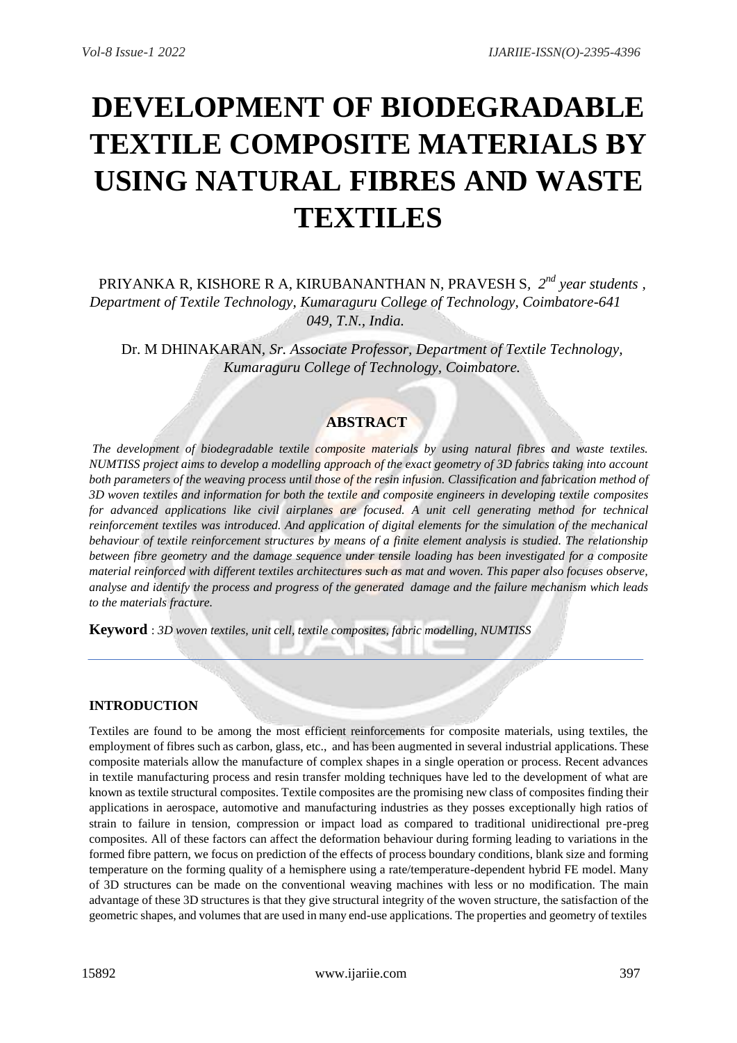# DEVELOPMENT OF BIODEGRADABLE TEXTILE COMPOSITE MATERIALS BY USING NATURAL FIBRES AND WASTE TEXTILES

PRIYANKA R, KISHORE R A, KIRUBANANTHAN N, PRAVESH S, *2nd year students , Department of Textile Technology, Kumaraguru College of Technology, Coimbatore-641 049, T.N., India.*

Dr. M DHINAKARAN, *Sr. Associate Professor, Department of Textile Technology, Kumaraguru College of Technology, Coimbatore.*

## ABSTRACT

*The development of biodegradable textile composite materials by using natural fibres and waste textiles. NUMTISS project aims to develop a modelling approach of the exact geometry of 3D fabrics taking into account both parameters of the weaving process until those of the resin infusion. Classification and fabrication method of 3D woven textiles and information for both the textile and composite engineers in developing textile composites for advanced applications like civil airplanes are focused. A unit cell generating method for technical reinforcement textiles was introduced. And application of digital elements for the simulation of the mechanical behaviour of textile reinforcement structures by means of a finite element analysis is studied. The relationship between fibre geometry and the damage sequence under tensile loading has been investigated for a composite material reinforced with different textiles architectures such as mat and woven. This paper also focuses observe, analyse and identify the process and progress of the generated damage and the failure mechanism which leads to the materials fracture.*

**Keyword** : *3D woven textiles, unit cell, textile composites, fabric modelling, NUMTISS*

### INTRODUCTION

Textiles are found to be among the most efficient reinforcements for composite materials, using textiles, the employment of fibres such as carbon, glass, etc., and has been augmented in several industrial applications. These composite materials allow the manufacture of complex shapes in a single operation or process. Recent advances in textile manufacturing process and resin transfer molding techniques have led to the development of what are known as textile structural composites. Textile composites are the promising new class of composites finding their applications in aerospace, automotive and manufacturing industries as they posses exceptionally high ratios of strain to failure in tension, compression or impact load as compared to traditional unidirectional pre-preg composites. All of these factors can affect the deformation behaviour during forming leading to variations in the formed fibre pattern, we focus on prediction of the effects of process boundary conditions, blank size and forming temperature on the forming quality of a hemisphere using a rate/temperature-dependent hybrid FE model. Many of 3D structures can be made on the conventional weaving machines with less or no modification. The main advantage of these 3D structures is that they give structural integrity of the woven structure, the satisfaction of the geometric shapes, and volumes that are used in many end-use applications. The properties and geometry of textiles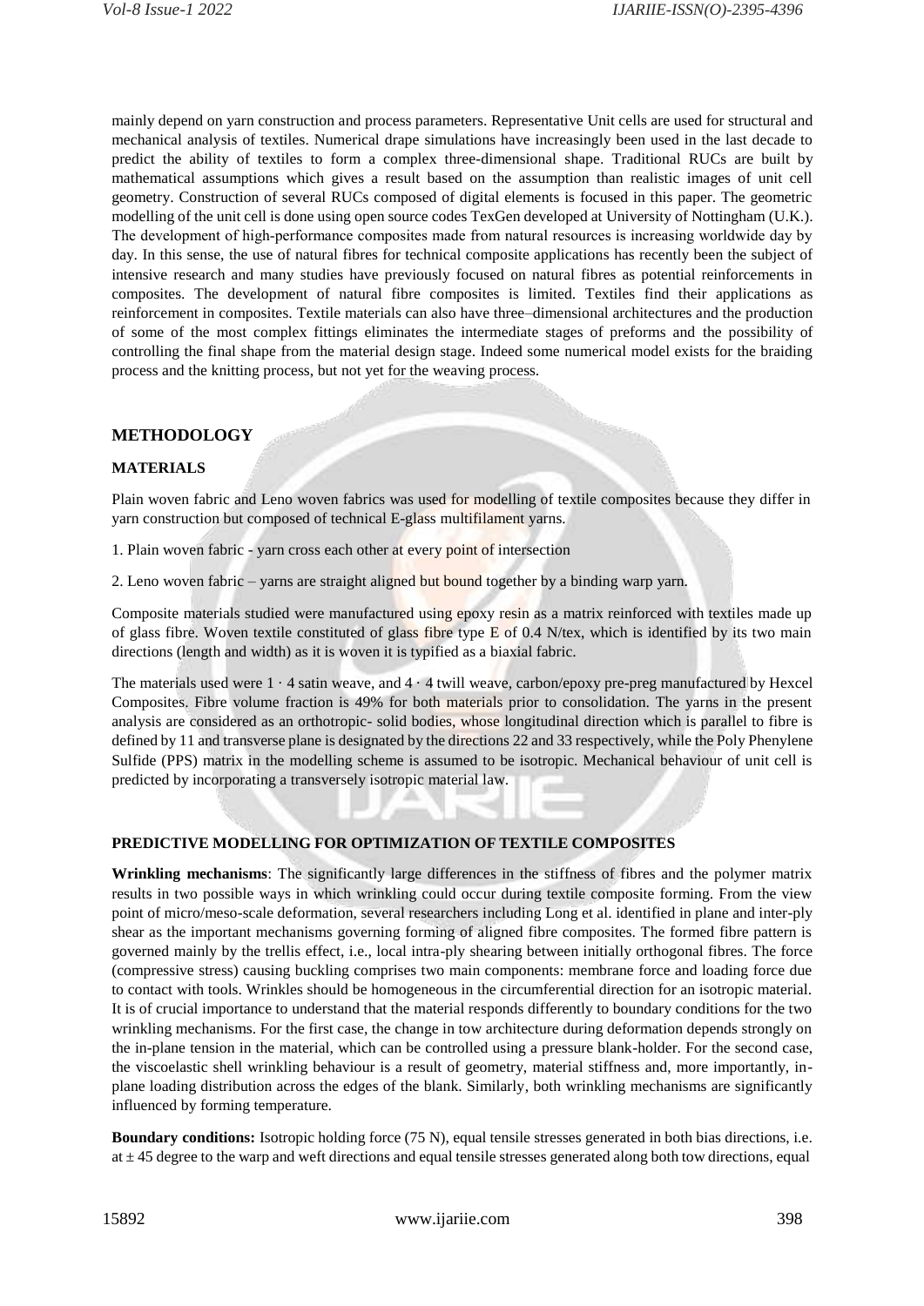mainly depend on yarn construction and process parameters. Representative Unit cells are used for structural and mechanical analysis of textiles. Numerical drape simulations have increasingly been used in the last decade to predict the ability of textiles to form a complex three-dimensional shape. Traditional RUCs are built by mathematical assumptions which gives a result based on the assumption than realistic images of unit cell geometry. Construction of several RUCs composed of digital elements is focused in this paper. The geometric modelling of the unit cell is done using open source codes TexGen developed at University of Nottingham (U.K.). The development of high-performance composites made from natural resources is increasing worldwide day by day. In this sense, the use of natural fibres for technical composite applications has recently been the subject of intensive research and many studies have previously focused on natural fibres as potential reinforcements in composites. The development of natural fibre composites is limited. Textiles find their applications as reinforcement in composites. Textile materials can also have three–dimensional architectures and the production of some of the most complex fittings eliminates the intermediate stages of preforms and the possibility of controlling the final shape from the material design stage. Indeed some numerical model exists for the braiding process and the knitting process, but not yet for the weaving process.

## METHODOLOGY

### MATERIALS

Plain woven fabric and Leno woven fabrics was used for modelling of textile composites because they differ in yarn construction but composed of technical E-glass multifilament yarns.

1. Plain woven fabric - yarn cross each other at every point of intersection

2. Leno woven fabric – yarns are straight aligned but bound together by a binding warp yarn.

Composite materials studied were manufactured using epoxy resin as a matrix reinforced with textiles made up of glass fibre. Woven textile constituted of glass fibre type E of 0.4 N/tex, which is identified by its two main directions (length and width) as it is woven it is typified as a biaxial fabric.

The materials used were 1 · 4 satin weave, and 4 · 4 twill weave, carbon/epoxy pre-preg manufactured by Hexcel Composites. Fibre volume fraction is 49% for both materials prior to consolidation. The yarns in the present analysis are considered as an orthotropic- solid bodies, whose longitudinal direction which is parallel to fibre is defined by 11 and transverse plane is designated by the directions 22 and 33 respectively, while the Poly Phenylene Sulfide (PPS) matrix in the modelling scheme is assumed to be isotropic. Mechanical behaviour of unit cell is predicted by incorporating a transversely isotropic material law.

### PREDICTIVE MODELLING FOR OPTIMIZATION OF TEXTILE COMPOSITES

**Wrinkling mechanisms**: The significantly large differences in the stiffness of fibres and the polymer matrix results in two possible ways in which wrinkling could occur during textile composite forming. From the view point of micro/meso-scale deformation, several researchers including Long et al. identified in plane and inter-ply shear as the important mechanisms governing forming of aligned fibre composites. The formed fibre pattern is governed mainly by the trellis effect, i.e., local intra-ply shearing between initially orthogonal fibres. The force (compressive stress) causing buckling comprises two main components: membrane force and loading force due to contact with tools. Wrinkles should be homogeneous in the circumferential direction for an isotropic material. It is of crucial importance to understand that the material responds differently to boundary conditions for the two wrinkling mechanisms. For the first case, the change in tow architecture during deformation depends strongly on the in-plane tension in the material, which can be controlled using a pressure blank-holder. For the second case, the viscoelastic shell wrinkling behaviour is a result of geometry, material stiffness and, more importantly, in-plane loading distribution across the edges of the blank. Similarly, both wrinkling mechanisms are significantly influenced by forming temperature.

**Boundary conditions:** Isotropic holding force (75 N), equal tensile stresses generated in both bias directions, i.e. at ± 45 degree to the warp and weft directions and equal tensile stresses generated along both tow directions, equal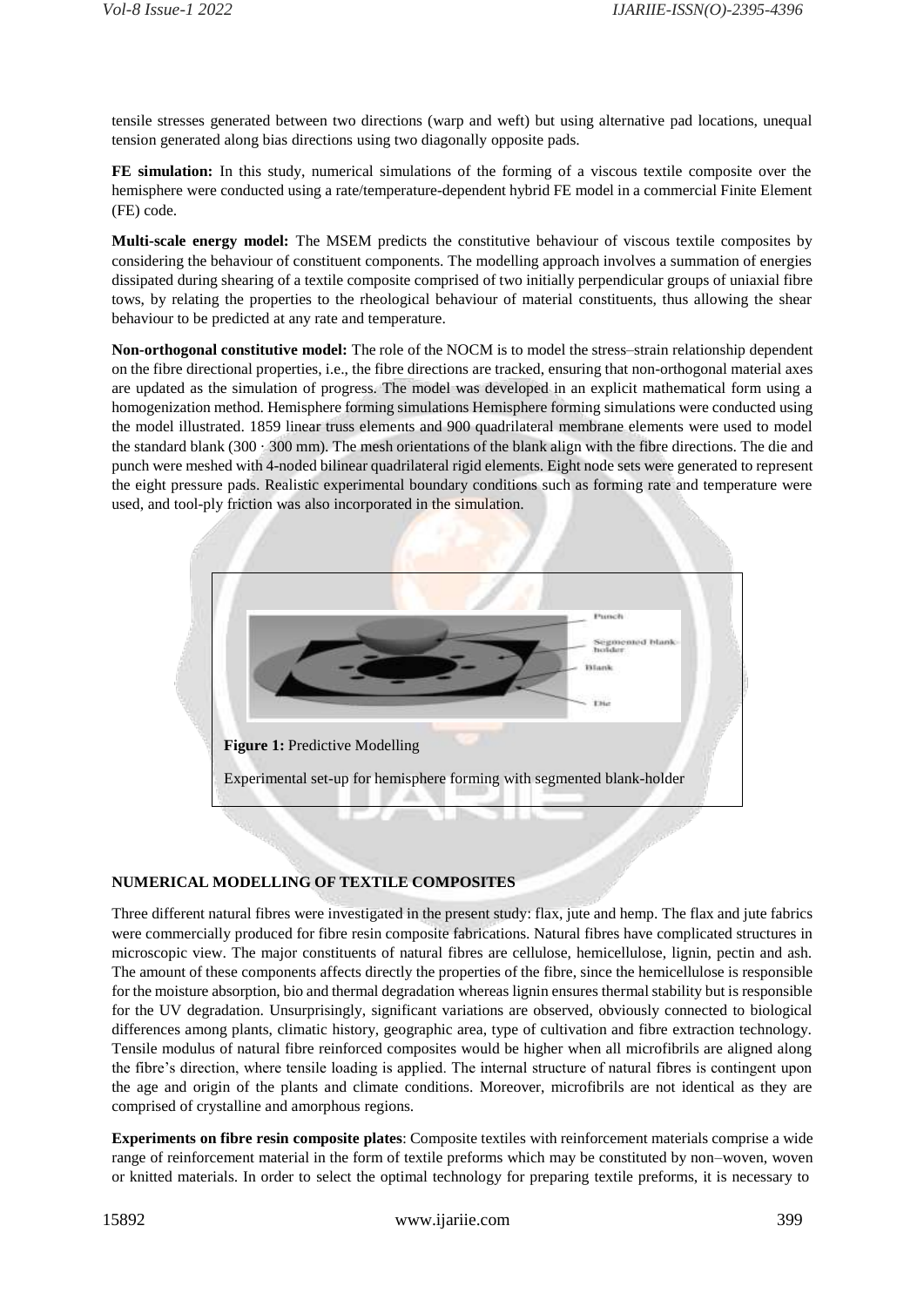tensile stresses generated between two directions (warp and weft) but using alternative pad locations, unequal tension generated along bias directions using two diagonally opposite pads.

**FE simulation:** In this study, numerical simulations of the forming of a viscous textile composite over the hemisphere were conducted using a rate/temperature-dependent hybrid FE model in a commercial Finite Element (FE) code.

**Multi-scale energy model:** The MSEM predicts the constitutive behaviour of viscous textile composites by considering the behaviour of constituent components. The modelling approach involves a summation of energies dissipated during shearing of a textile composite comprised of two initially perpendicular groups of uniaxial fibre tows, by relating the properties to the rheological behaviour of material constituents, thus allowing the shear behaviour to be predicted at any rate and temperature.

**Non-orthogonal constitutive model:** The role of the NOCM is to model the stress–strain relationship dependent on the fibre directional properties, i.e., the fibre directions are tracked, ensuring that non-orthogonal material axes are updated as the simulation of progress. The model was developed in an explicit mathematical form using a homogenization method. Hemisphere forming simulations Hemisphere forming simulations were conducted using the model illustrated. 1859 linear truss elements and 900 quadrilateral membrane elements were used to model the standard blank (300 · 300 mm). The mesh orientations of the blank align with the fibre directions. The die and punch were meshed with 4-noded bilinear quadrilateral rigid elements. Eight node sets were generated to represent the eight pressure pads. Realistic experimental boundary conditions such as forming rate and temperature were used, and tool-ply friction was also incorporated in the simulation.

Punch

Segmented blank-holder

Blank

Die

**Figure 1:** Predictive Modelling

Experimental set-up for hemisphere forming with segmented blank-holder

## NUMERICAL MODELLING OF TEXTILE COMPOSITES

Three different natural fibres were investigated in the present study: flax, jute and hemp. The flax and jute fabrics were commercially produced for fibre resin composite fabrications. Natural fibres have complicated structures in microscopic view. The major constituents of natural fibres are cellulose, hemicellulose, lignin, pectin and ash. The amount of these components affects directly the properties of the fibre, since the hemicellulose is responsible for the moisture absorption, bio and thermal degradation whereas lignin ensures thermal stability but is responsible for the UV degradation. Unsurprisingly, significant variations are observed, obviously connected to biological differences among plants, climatic history, geographic area, type of cultivation and fibre extraction technology. Tensile modulus of natural fibre reinforced composites would be higher when all microfibrils are aligned along the fibre's direction, where tensile loading is applied. The internal structure of natural fibres is contingent upon the age and origin of the plants and climate conditions. Moreover, microfibrils are not identical as they are comprised of crystalline and amorphous regions.

**Experiments on fibre resin composite plates**: Composite textiles with reinforcement materials comprise a wide range of reinforcement material in the form of textile preforms which may be constituted by non–woven, woven or knitted materials. In order to select the optimal technology for preparing textile preforms, it is necessary to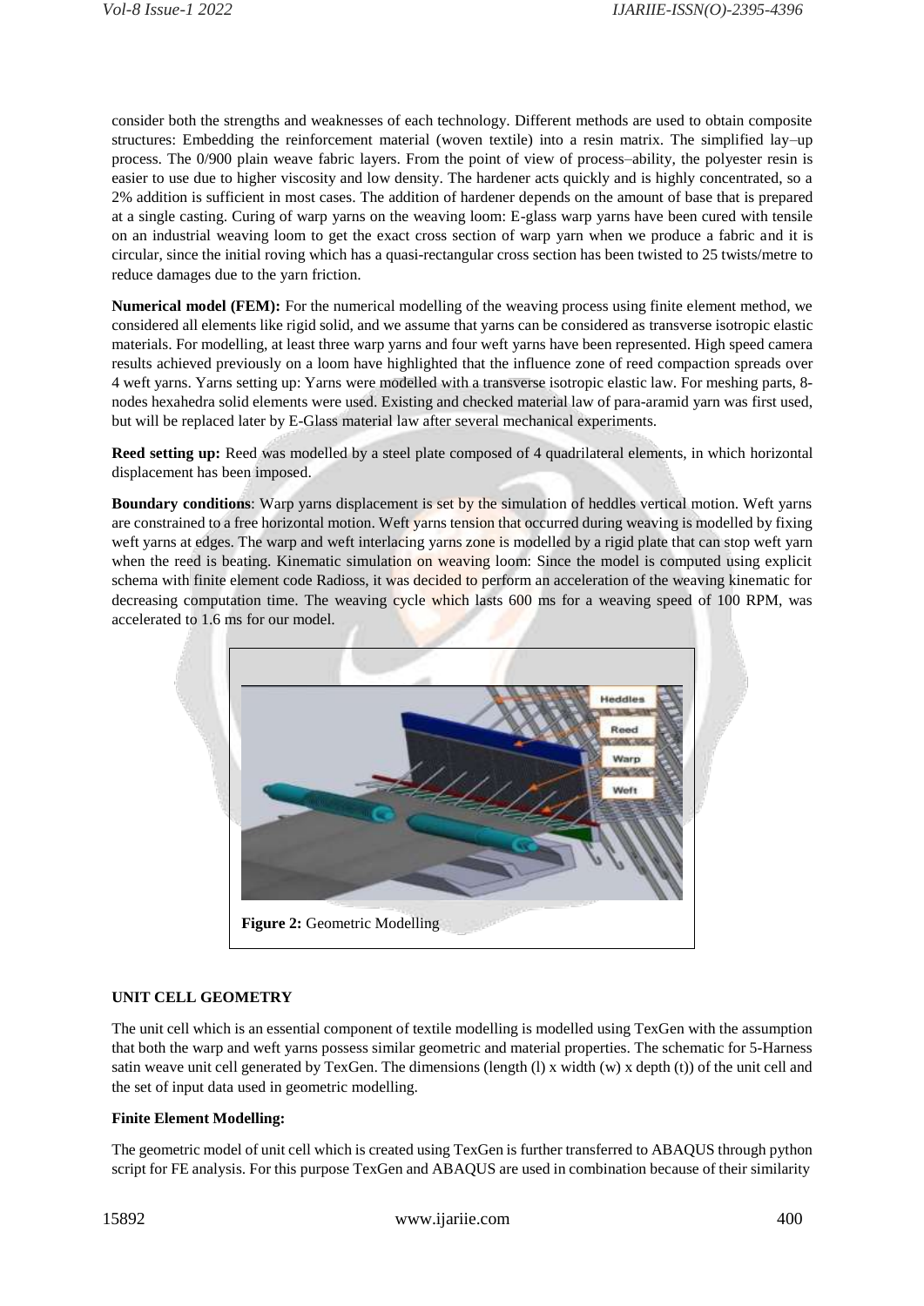consider both the strengths and weaknesses of each technology. Different methods are used to obtain composite structures: Embedding the reinforcement material (woven textile) into a resin matrix. The simplified lay–up process. The 0/900 plain weave fabric layers. From the point of view of process–ability, the polyester resin is easier to use due to higher viscosity and low density. The hardener acts quickly and is highly concentrated, so a 2% addition is sufficient in most cases. The addition of hardener depends on the amount of base that is prepared at a single casting. Curing of warp yarns on the weaving loom: E-glass warp yarns have been cured with tensile on an industrial weaving loom to get the exact cross section of warp yarn when we produce a fabric and it is circular, since the initial roving which has a quasi-rectangular cross section has been twisted to 25 twists/metre to reduce damages due to the yarn friction.

**Numerical model (FEM):** For the numerical modelling of the weaving process using finite element method, we considered all elements like rigid solid, and we assume that yarns can be considered as transverse isotropic elastic materials. For modelling, at least three warp yarns and four weft yarns have been represented. High speed camera results achieved previously on a loom have highlighted that the influence zone of reed compaction spreads over 4 weft yarns. Yarns setting up: Yarns were modelled with a transverse isotropic elastic law. For meshing parts, 8-nodes hexahedra solid elements were used. Existing and checked material law of para-aramid yarn was first used, but will be replaced later by E-Glass material law after several mechanical experiments.

**Reed setting up:** Reed was modelled by a steel plate composed of 4 quadrilateral elements, in which horizontal displacement has been imposed.

**Boundary conditions**: Warp yarns displacement is set by the simulation of heddles vertical motion. Weft yarns are constrained to a free horizontal motion. Weft yarns tension that occurred during weaving is modelled by fixing weft yarns at edges. The warp and weft interlacing yarns zone is modelled by a rigid plate that can stop weft yarn when the reed is beating. Kinematic simulation on weaving loom: Since the model is computed using explicit schema with finite element code Radioss, it was decided to perform an acceleration of the weaving kinematic for decreasing computation time. The weaving cycle which lasts 600 ms for a weaving speed of 100 RPM, was accelerated to 1.6 ms for our model.

**Figure 2:** Geometric Modelling

## UNIT CELL GEOMETRY

The unit cell which is an essential component of textile modelling is modelled using TexGen with the assumption that both the warp and weft yarns possess similar geometric and material properties. The schematic for 5-Harness satin weave unit cell generated by TexGen. The dimensions (length (l) x width (w) x depth (t)) of the unit cell and the set of input data used in geometric modelling.

### Finite Element Modelling:

The geometric model of unit cell which is created using TexGen is further transferred to ABAQUS through python script for FE analysis. For this purpose TexGen and ABAQUS are used in combination because of their similarity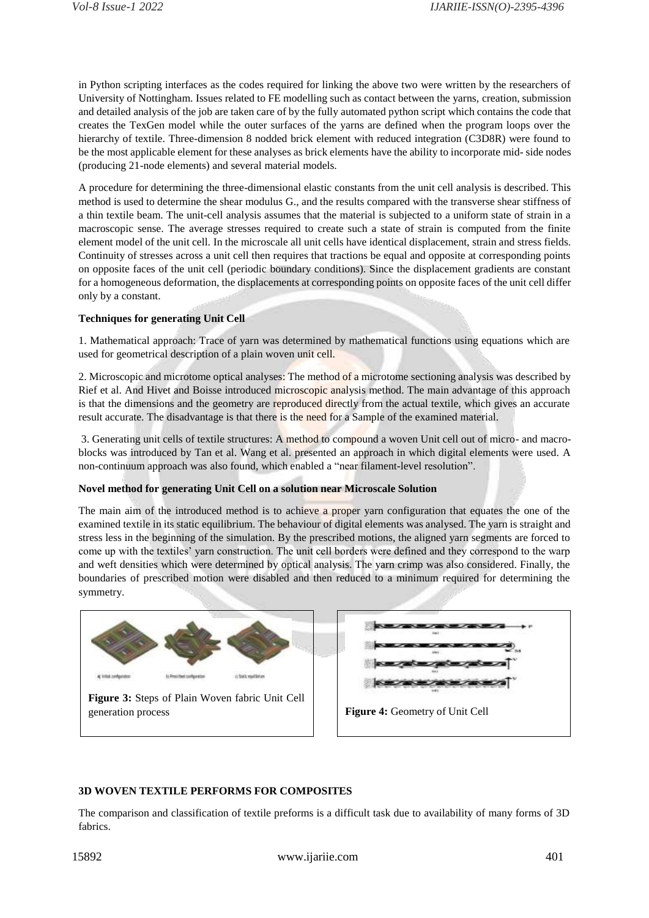in Python scripting interfaces as the codes required for linking the above two were written by the researchers of University of Nottingham. Issues related to FE modelling such as contact between the yarns, creation, submission and detailed analysis of the job are taken care of by the fully automated python script which contains the code that creates the TexGen model while the outer surfaces of the yarns are defined when the program loops over the hierarchy of textile. Three-dimension 8 nodded brick element with reduced integration (C3D8R) were found to be the most applicable element for these analyses as brick elements have the ability to incorporate mid- side nodes (producing 21-node elements) and several material models.

A procedure for determining the three-dimensional elastic constants from the unit cell analysis is described. This method is used to determine the shear modulus G., and the results compared with the transverse shear stiffness of a thin textile beam. The unit-cell analysis assumes that the material is subjected to a uniform state of strain in a macroscopic sense. The average stresses required to create such a state of strain is computed from the finite element model of the unit cell. In the microscale all unit cells have identical displacement, strain and stress fields. Continuity of stresses across a unit cell then requires that tractions be equal and opposite at corresponding points on opposite faces of the unit cell (periodic boundary conditions). Since the displacement gradients are constant for a homogeneous deformation, the displacements at corresponding points on opposite faces of the unit cell differ only by a constant.

**Techniques for generating Unit Cell**

1. Mathematical approach: Trace of yarn was determined by mathematical functions using equations which are used for geometrical description of a plain woven unit cell.

2. Microscopic and microtome optical analyses: The method of a microtome sectioning analysis was described by Rief et al. And Hivet and Boisse introduced microscopic analysis method. The main advantage of this approach is that the dimensions and the geometry are reproduced directly from the actual textile, which gives an accurate result accurate. The disadvantage is that there is the need for a Sample of the examined material.

3. Generating unit cells of textile structures: A method to compound a woven Unit cell out of micro- and macro-blocks was introduced by Tan et al. Wang et al. presented an approach in which digital elements were used. A non-continuum approach was also found, which enabled a "near filament-level resolution".

**Novel method for generating Unit Cell on a solution near Microscale Solution**

The main aim of the introduced method is to achieve a proper yarn configuration that equates the one of the examined textile in its static equilibrium. The behaviour of digital elements was analysed. The yarn is straight and stress less in the beginning of the simulation. By the prescribed motions, the aligned yarn segments are forced to come up with the textiles' yarn construction. The unit cell borders were defined and they correspond to the warp and weft densities which were determined by optical analysis. The yarn crimp was also considered. Finally, the boundaries of prescribed motion were disabled and then reduced to a minimum required for determining the symmetry.

**Figure 3:** Steps of Plain Woven fabric Unit Cell generation process

**Figure 4:** Geometry of Unit Cell

**3D WOVEN TEXTILE PERFORMS FOR COMPOSITES**

The comparison and classification of textile preforms is a difficult task due to availability of many forms of 3D fabrics.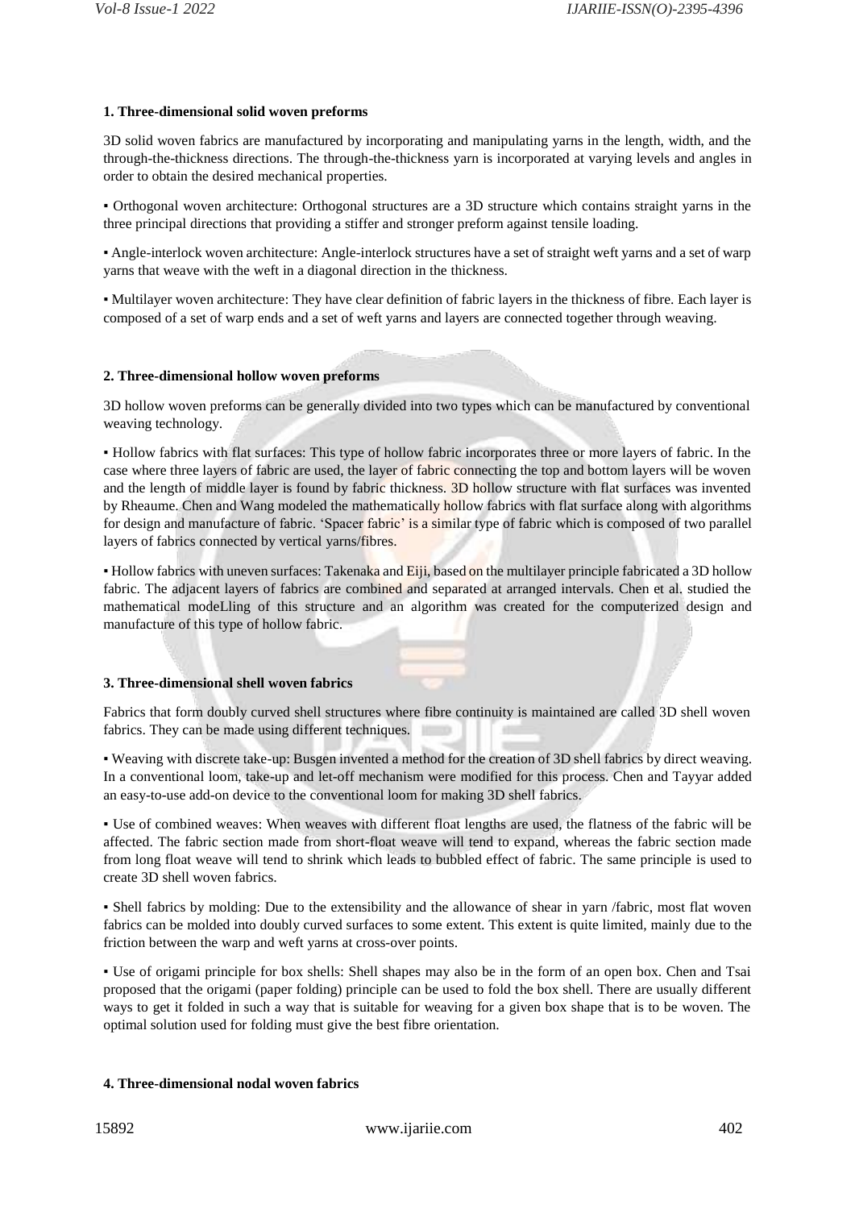#### 1. Three-dimensional solid woven preforms

3D solid woven fabrics are manufactured by incorporating and manipulating yarns in the length, width, and the through-the-thickness directions. The through-the-thickness yarn is incorporated at varying levels and angles in order to obtain the desired mechanical properties.

- Orthogonal woven architecture: Orthogonal structures are a 3D structure which contains straight yarns in the three principal directions that providing a stiffer and stronger preform against tensile loading.
- Angle-interlock woven architecture: Angle-interlock structures have a set of straight weft yarns and a set of warp yarns that weave with the weft in a diagonal direction in the thickness.
- Multilayer woven architecture: They have clear definition of fabric layers in the thickness of fibre. Each layer is composed of a set of warp ends and a set of weft yarns and layers are connected together through weaving.

#### 2. Three-dimensional hollow woven preforms

3D hollow woven preforms can be generally divided into two types which can be manufactured by conventional weaving technology.

- Hollow fabrics with flat surfaces: This type of hollow fabric incorporates three or more layers of fabric. In the case where three layers of fabric are used, the layer of fabric connecting the top and bottom layers will be woven and the length of middle layer is found by fabric thickness. 3D hollow structure with flat surfaces was invented by Rheaume. Chen and Wang modeled the mathematically hollow fabrics with flat surface along with algorithms for design and manufacture of fabric. 'Spacer fabric' is a similar type of fabric which is composed of two parallel layers of fabrics connected by vertical yarns/fibres.
- Hollow fabrics with uneven surfaces: Takenaka and Eiji, based on the multilayer principle fabricated a 3D hollow fabric. The adjacent layers of fabrics are combined and separated at arranged intervals. Chen et al. studied the mathematical modeLling of this structure and an algorithm was created for the computerized design and manufacture of this type of hollow fabric.

#### 3. Three-dimensional shell woven fabrics

Fabrics that form doubly curved shell structures where fibre continuity is maintained are called 3D shell woven fabrics. They can be made using different techniques.

- Weaving with discrete take-up: Busgen invented a method for the creation of 3D shell fabrics by direct weaving. In a conventional loom, take-up and let-off mechanism were modified for this process. Chen and Tayyar added an easy-to-use add-on device to the conventional loom for making 3D shell fabrics.
- Use of combined weaves: When weaves with different float lengths are used, the flatness of the fabric will be affected. The fabric section made from short-float weave will tend to expand, whereas the fabric section made from long float weave will tend to shrink which leads to bubbled effect of fabric. The same principle is used to create 3D shell woven fabrics.
- Shell fabrics by molding: Due to the extensibility and the allowance of shear in yarn /fabric, most flat woven fabrics can be molded into doubly curved surfaces to some extent. This extent is quite limited, mainly due to the friction between the warp and weft yarns at cross-over points.
- Use of origami principle for box shells: Shell shapes may also be in the form of an open box. Chen and Tsai proposed that the origami (paper folding) principle can be used to fold the box shell. There are usually different ways to get it folded in such a way that is suitable for weaving for a given box shape that is to be woven. The optimal solution used for folding must give the best fibre orientation.

#### 4. Three-dimensional nodal woven fabrics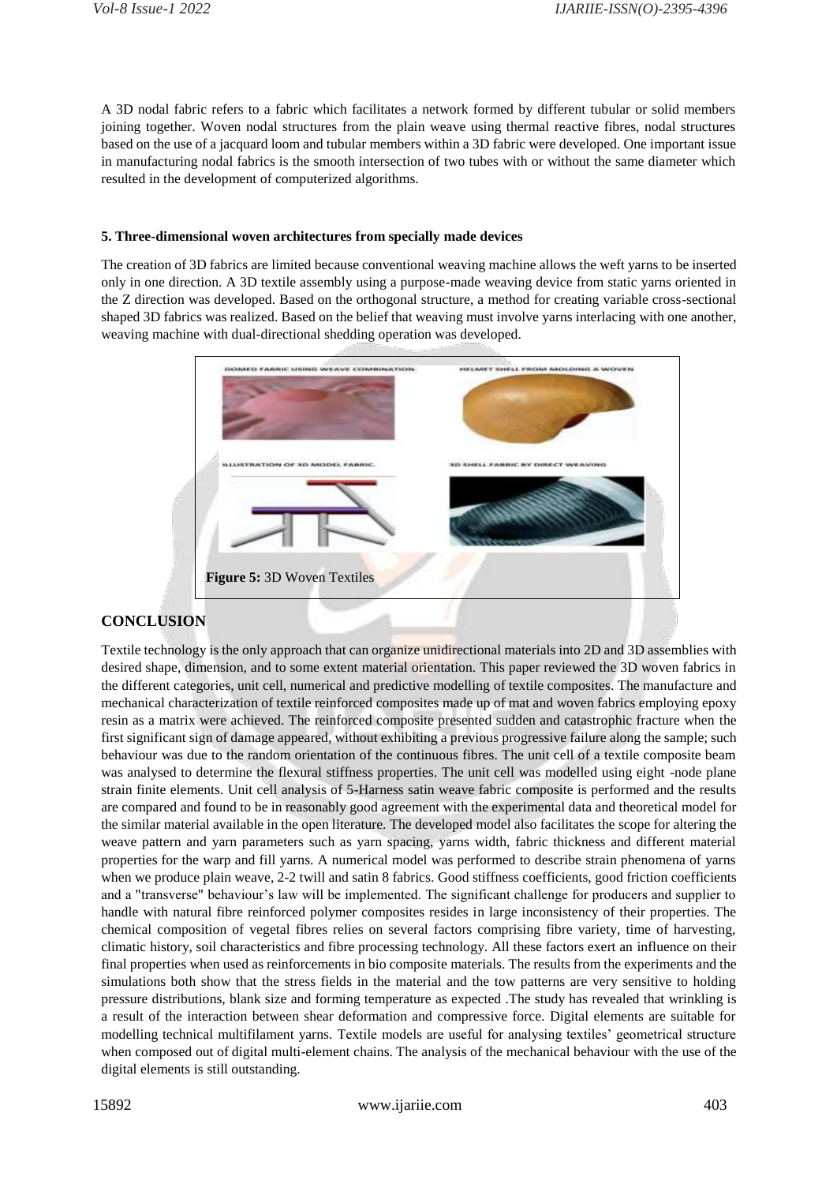A 3D nodal fabric refers to a fabric which facilitates a network formed by different tubular or solid members joining together. Woven nodal structures from the plain weave using thermal reactive fibres, nodal structures based on the use of a jacquard loom and tubular members within a 3D fabric were developed. One important issue in manufacturing nodal fabrics is the smooth intersection of two tubes with or without the same diameter which resulted in the development of computerized algorithms.

#### 5. Three-dimensional woven architectures from specially made devices

The creation of 3D fabrics are limited because conventional weaving machine allows the weft yarns to be inserted only in one direction. A 3D textile assembly using a purpose-made weaving device from static yarns oriented in the Z direction was developed. Based on the orthogonal structure, a method for creating variable cross-sectional shaped 3D fabrics was realized. Based on the belief that weaving must involve yarns interlacing with one another, weaving machine with dual-directional shedding operation was developed.

**Figure 5:** 3D Woven Textiles

## CONCLUSION

Textile technology is the only approach that can organize unidirectional materials into 2D and 3D assemblies with desired shape, dimension, and to some extent material orientation. This paper reviewed the 3D woven fabrics in the different categories, unit cell, numerical and predictive modelling of textile composites. The manufacture and mechanical characterization of textile reinforced composites made up of mat and woven fabrics employing epoxy resin as a matrix were achieved. The reinforced composite presented sudden and catastrophic fracture when the first significant sign of damage appeared, without exhibiting a previous progressive failure along the sample; such behaviour was due to the random orientation of the continuous fibres. The unit cell of a textile composite beam was analysed to determine the flexural stiffness properties. The unit cell was modelled using eight -node plane strain finite elements. Unit cell analysis of 5-Harness satin weave fabric composite is performed and the results are compared and found to be in reasonably good agreement with the experimental data and theoretical model for the similar material available in the open literature. The developed model also facilitates the scope for altering the weave pattern and yarn parameters such as yarn spacing, yarns width, fabric thickness and different material properties for the warp and fill yarns. A numerical model was performed to describe strain phenomena of yarns when we produce plain weave, 2-2 twill and satin 8 fabrics. Good stiffness coefficients, good friction coefficients and a "transverse" behaviour's law will be implemented. The significant challenge for producers and supplier to handle with natural fibre reinforced polymer composites resides in large inconsistency of their properties. The chemical composition of vegetal fibres relies on several factors comprising fibre variety, time of harvesting, climatic history, soil characteristics and fibre processing technology. All these factors exert an influence on their final properties when used as reinforcements in bio composite materials. The results from the experiments and the simulations both show that the stress fields in the material and the tow patterns are very sensitive to holding pressure distributions, blank size and forming temperature as expected .The study has revealed that wrinkling is a result of the interaction between shear deformation and compressive force. Digital elements are suitable for modelling technical multifilament yarns. Textile models are useful for analysing textiles' geometrical structure when composed out of digital multi-element chains. The analysis of the mechanical behaviour with the use of the digital elements is still outstanding.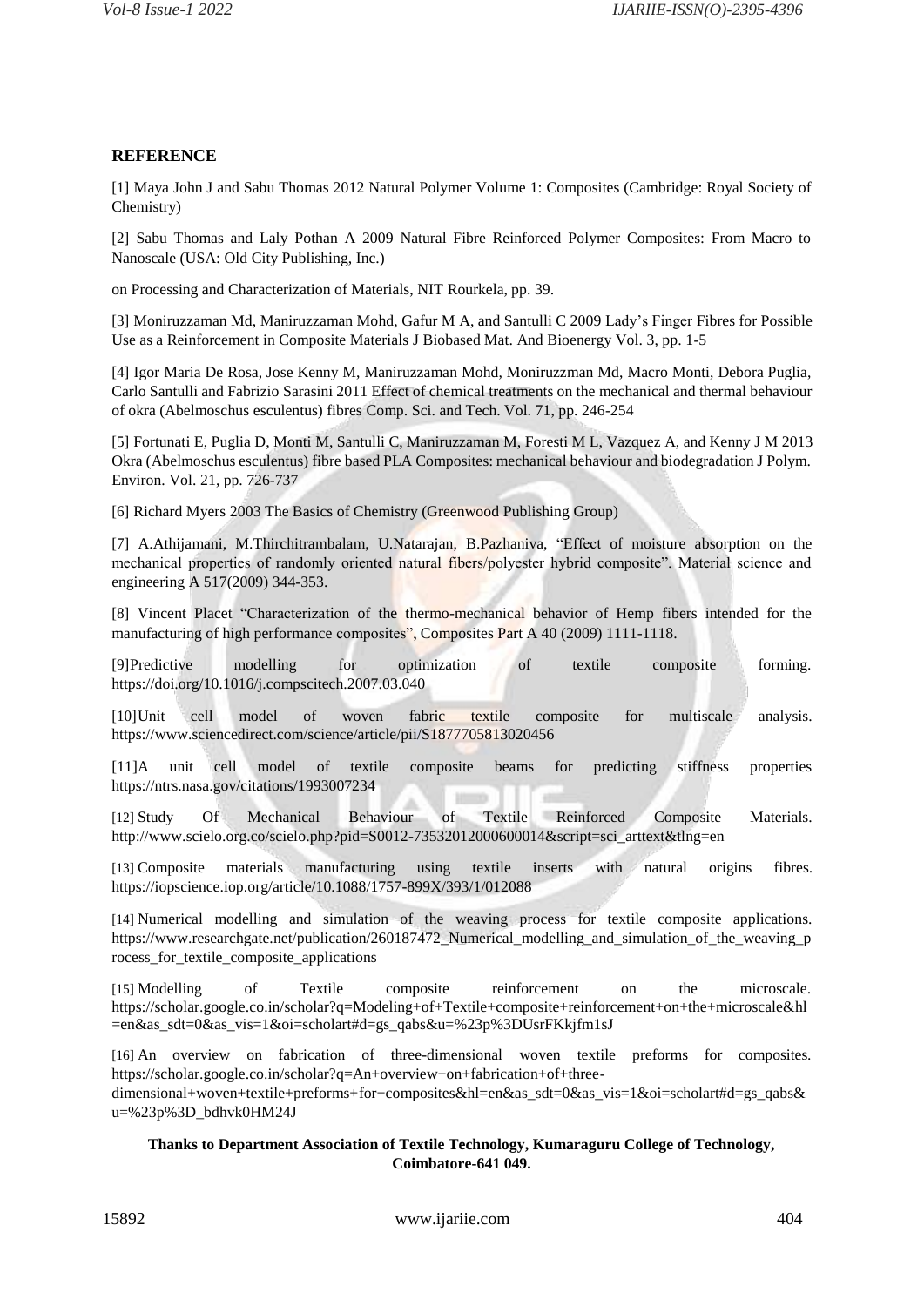## REFERENCE

[1] Maya John J and Sabu Thomas 2012 Natural Polymer Volume 1: Composites (Cambridge: Royal Society of Chemistry)

[2] Sabu Thomas and Laly Pothan A 2009 Natural Fibre Reinforced Polymer Composites: From Macro to Nanoscale (USA: Old City Publishing, Inc.)

on Processing and Characterization of Materials, NIT Rourkela, pp. 39.

[3] Moniruzzaman Md, Maniruzzaman Mohd, Gafur M A, and Santulli C 2009 Lady's Finger Fibres for Possible Use as a Reinforcement in Composite Materials J Biobased Mat. And Bioenergy Vol. 3, pp. 1-5

[4] Igor Maria De Rosa, Jose Kenny M, Maniruzzaman Mohd, Moniruzzman Md, Macro Monti, Debora Puglia, Carlo Santulli and Fabrizio Sarasini 2011 Effect of chemical treatments on the mechanical and thermal behaviour of okra (Abelmoschus esculentus) fibres Comp. Sci. and Tech. Vol. 71, pp. 246-254

[5] Fortunati E, Puglia D, Monti M, Santulli C, Maniruzzaman M, Foresti M L, Vazquez A, and Kenny J M 2013 Okra (Abelmoschus esculentus) fibre based PLA Composites: mechanical behaviour and biodegradation J Polym. Environ. Vol. 21, pp. 726-737

[6] Richard Myers 2003 The Basics of Chemistry (Greenwood Publishing Group)

[7] A.Athijamani, M.Thirchitrambalam, U.Natarajan, B.Pazhaniva, "Effect of moisture absorption on the mechanical properties of randomly oriented natural fibers/polyester hybrid composite". Material science and engineering A 517(2009) 344-353.

[8] Vincent Placet "Characterization of the thermo-mechanical behavior of Hemp fibers intended for the manufacturing of high performance composites", Composites Part A 40 (2009) 1111-1118.

[9]Predictive modelling for optimization of textile composite forming. https://doi.org/10.1016/j.compscitech.2007.03.040

[10]Unit cell model of woven fabric textile composite for multiscale analysis. https://www.sciencedirect.com/science/article/pii/S1877705813020456

[11]A unit cell model of textile composite beams for predicting stiffness properties https://ntrs.nasa.gov/citations/1993007234

[12] Study Of Mechanical Behaviour of Textile Reinforced Composite Materials. http://www.scielo.org.co/scielo.php?pid=S0012-73532012000600014&script=sci_arttext&tlng=en

[13] Composite materials manufacturing using textile inserts with natural origins fibres. https://iopscience.iop.org/article/10.1088/1757-899X/393/1/012088

[14] Numerical modelling and simulation of the weaving process for textile composite applications. https://www.researchgate.net/publication/260187472_Numerical_modelling_and_simulation_of_the_weaving_process_for_textile_composite_applications

[15] Modelling of Textile composite reinforcement on the microscale. https://scholar.google.co.in/scholar?q=Modeling+of+Textile+composite+reinforcement+on+the+microscale&hl=en&as_sdt=0&as_vis=1&oi=scholart#d=gs_qabs&u=%23p%3DUsrFKkjfm1sJ

[16] An overview on fabrication of three-dimensional woven textile preforms for composites. https://scholar.google.co.in/scholar?q=An+overview+on+fabrication+of+three-dimensional+woven+textile+preforms+for+composites&hl=en&as_sdt=0&as_vis=1&oi=scholart#d=gs_qabs&u=%23p%3D_bdhvk0HM24J

**Thanks to Department Association of Textile Technology, Kumaraguru College of Technology, Coimbatore-641 049.**